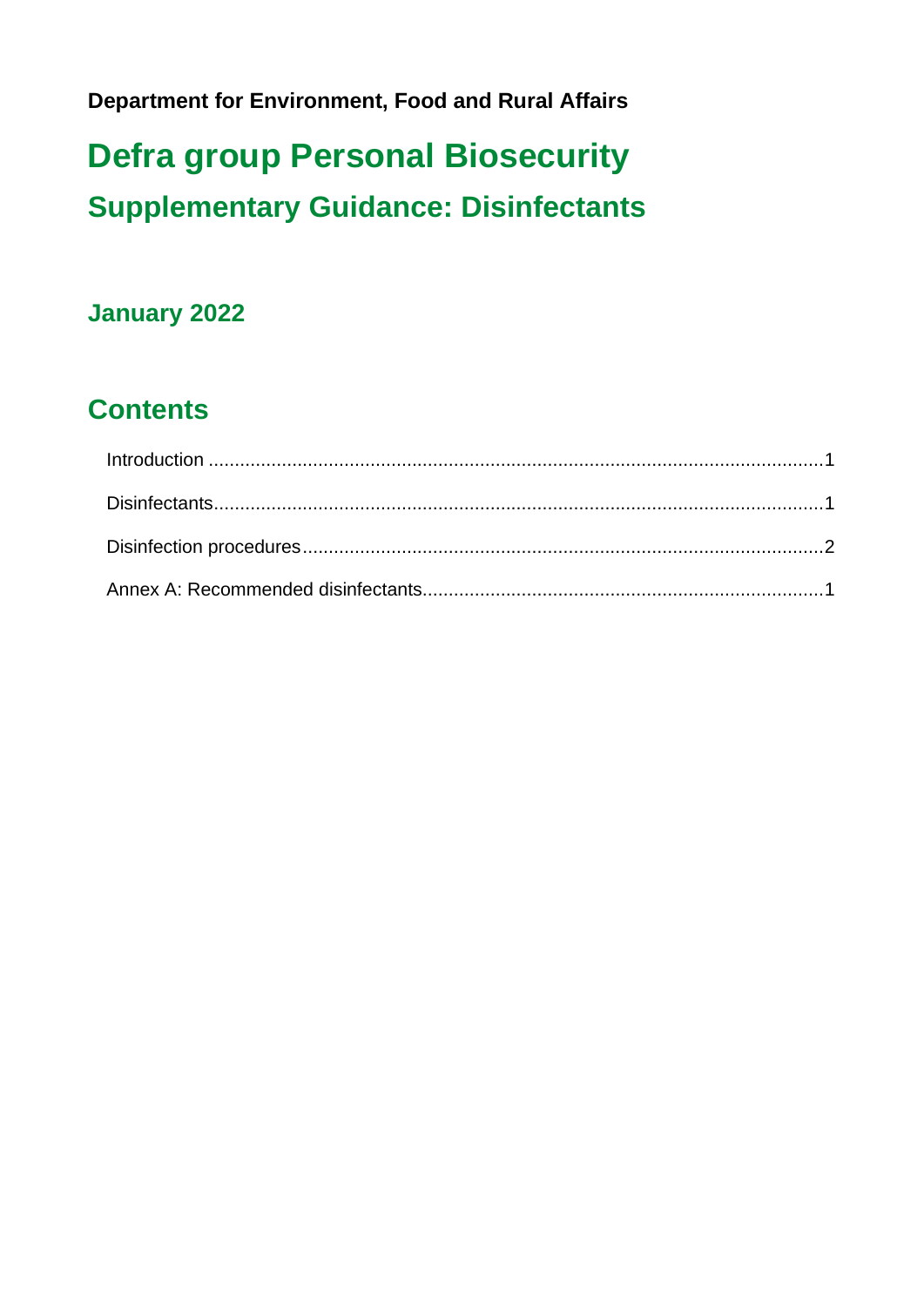**Department for Environment, Food and Rural Affairs**

# Defra group Personal Biosecurity

## Supplementary Guidance: Disinfectants

### January 2022

## Contents

Introduction ........................................................................................................................1

Disinfectants........................................................................................................................1

Disinfection procedures......................................................................................................2

Annex A: Recommended disinfectants..............................................................................1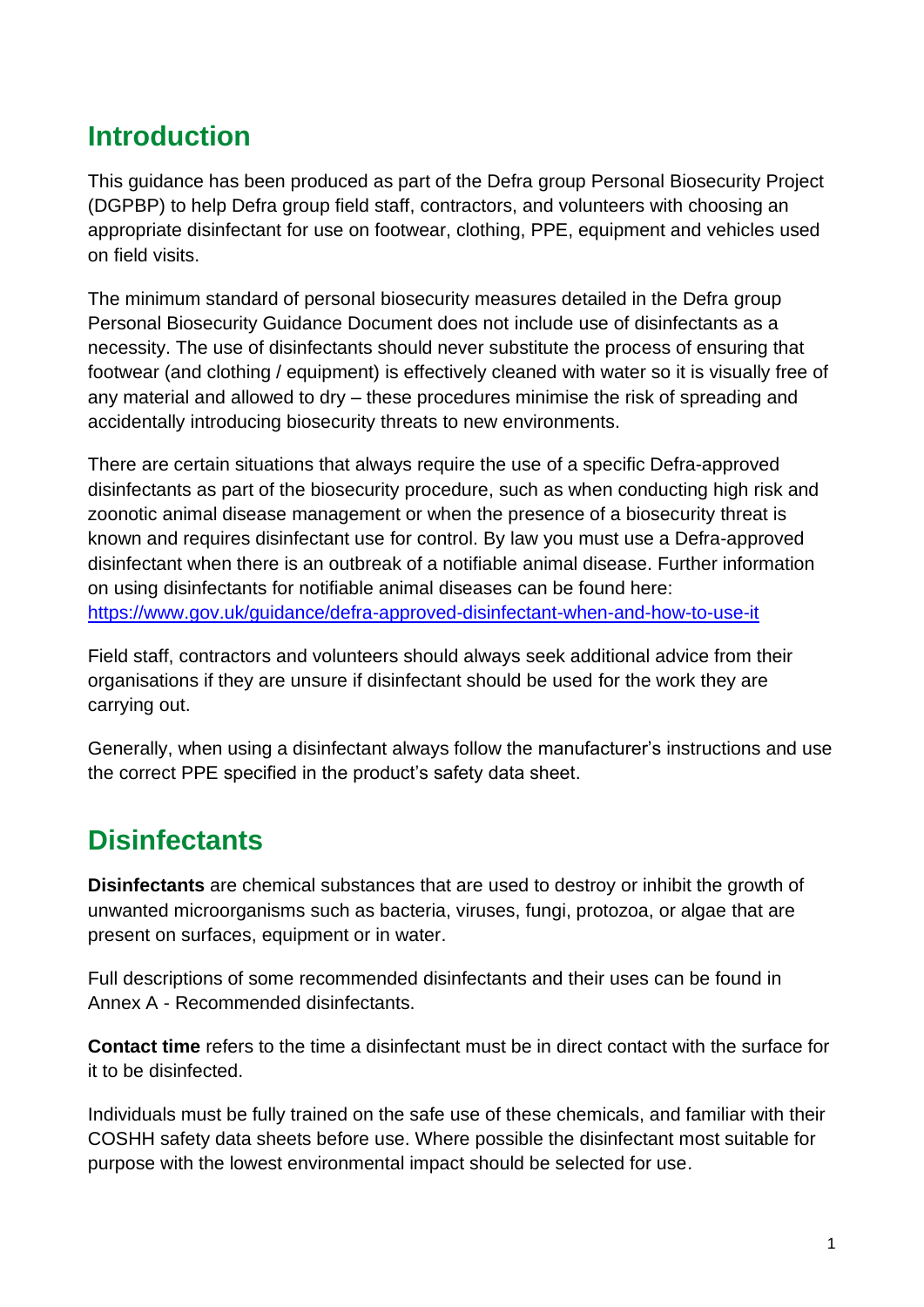## Introduction

This guidance has been produced as part of the Defra group Personal Biosecurity Project (DGPBP) to help Defra group field staff, contractors, and volunteers with choosing an appropriate disinfectant for use on footwear, clothing, PPE, equipment and vehicles used on field visits.

The minimum standard of personal biosecurity measures detailed in the Defra group Personal Biosecurity Guidance Document does not include use of disinfectants as a necessity. The use of disinfectants should never substitute the process of ensuring that footwear (and clothing / equipment) is effectively cleaned with water so it is visually free of any material and allowed to dry – these procedures minimise the risk of spreading and accidentally introducing biosecurity threats to new environments.

There are certain situations that always require the use of a specific Defra-approved disinfectants as part of the biosecurity procedure, such as when conducting high risk and zoonotic animal disease management or when the presence of a biosecurity threat is known and requires disinfectant use for control. By law you must use a Defra-approved disinfectant when there is an outbreak of a notifiable animal disease. Further information on using disinfectants for notifiable animal diseases can be found here: https://www.gov.uk/guidance/defra-approved-disinfectant-when-and-how-to-use-it

Field staff, contractors and volunteers should always seek additional advice from their organisations if they are unsure if disinfectant should be used for the work they are carrying out.

Generally, when using a disinfectant always follow the manufacturer's instructions and use the correct PPE specified in the product's safety data sheet.

## Disinfectants

**Disinfectants** are chemical substances that are used to destroy or inhibit the growth of unwanted microorganisms such as bacteria, viruses, fungi, protozoa, or algae that are present on surfaces, equipment or in water.

Full descriptions of some recommended disinfectants and their uses can be found in Annex A - Recommended disinfectants.

**Contact time** refers to the time a disinfectant must be in direct contact with the surface for it to be disinfected.

Individuals must be fully trained on the safe use of these chemicals, and familiar with their COSHH safety data sheets before use. Where possible the disinfectant most suitable for purpose with the lowest environmental impact should be selected for use.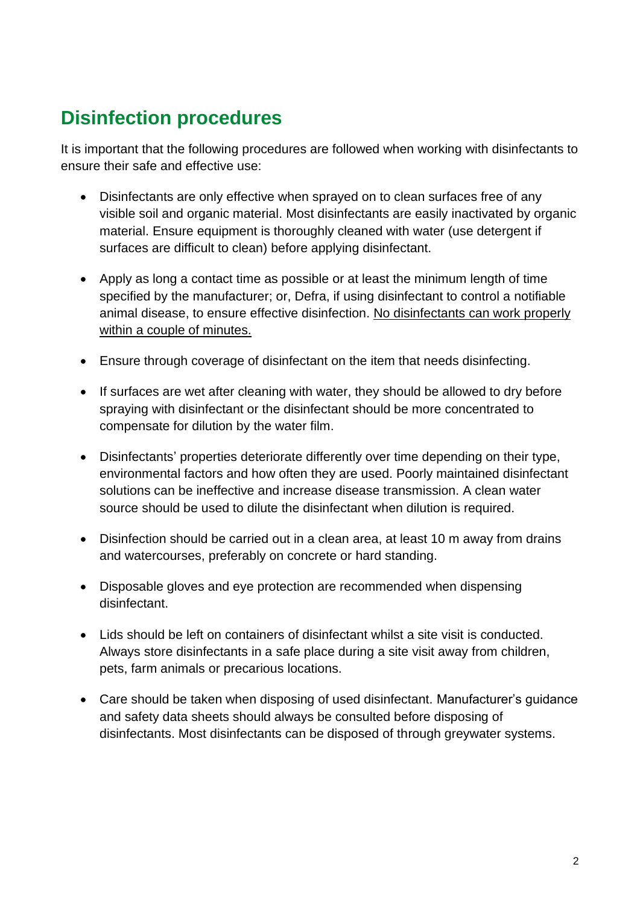## Disinfection procedures

It is important that the following procedures are followed when working with disinfectants to ensure their safe and effective use:

- Disinfectants are only effective when sprayed on to clean surfaces free of any visible soil and organic material. Most disinfectants are easily inactivated by organic material. Ensure equipment is thoroughly cleaned with water (use detergent if surfaces are difficult to clean) before applying disinfectant.

- Apply as long a contact time as possible or at least the minimum length of time specified by the manufacturer; or, Defra, if using disinfectant to control a notifiable animal disease, to ensure effective disinfection. <u>No disinfectants can work properly within a couple of minutes.</u>

- Ensure through coverage of disinfectant on the item that needs disinfecting.

- If surfaces are wet after cleaning with water, they should be allowed to dry before spraying with disinfectant or the disinfectant should be more concentrated to compensate for dilution by the water film.

- Disinfectants' properties deteriorate differently over time depending on their type, environmental factors and how often they are used. Poorly maintained disinfectant solutions can be ineffective and increase disease transmission. A clean water source should be used to dilute the disinfectant when dilution is required.

- Disinfection should be carried out in a clean area, at least 10 m away from drains and watercourses, preferably on concrete or hard standing.

- Disposable gloves and eye protection are recommended when dispensing disinfectant.

- Lids should be left on containers of disinfectant whilst a site visit is conducted. Always store disinfectants in a safe place during a site visit away from children, pets, farm animals or precarious locations.

- Care should be taken when disposing of used disinfectant. Manufacturer's guidance and safety data sheets should always be consulted before disposing of disinfectants. Most disinfectants can be disposed of through greywater systems.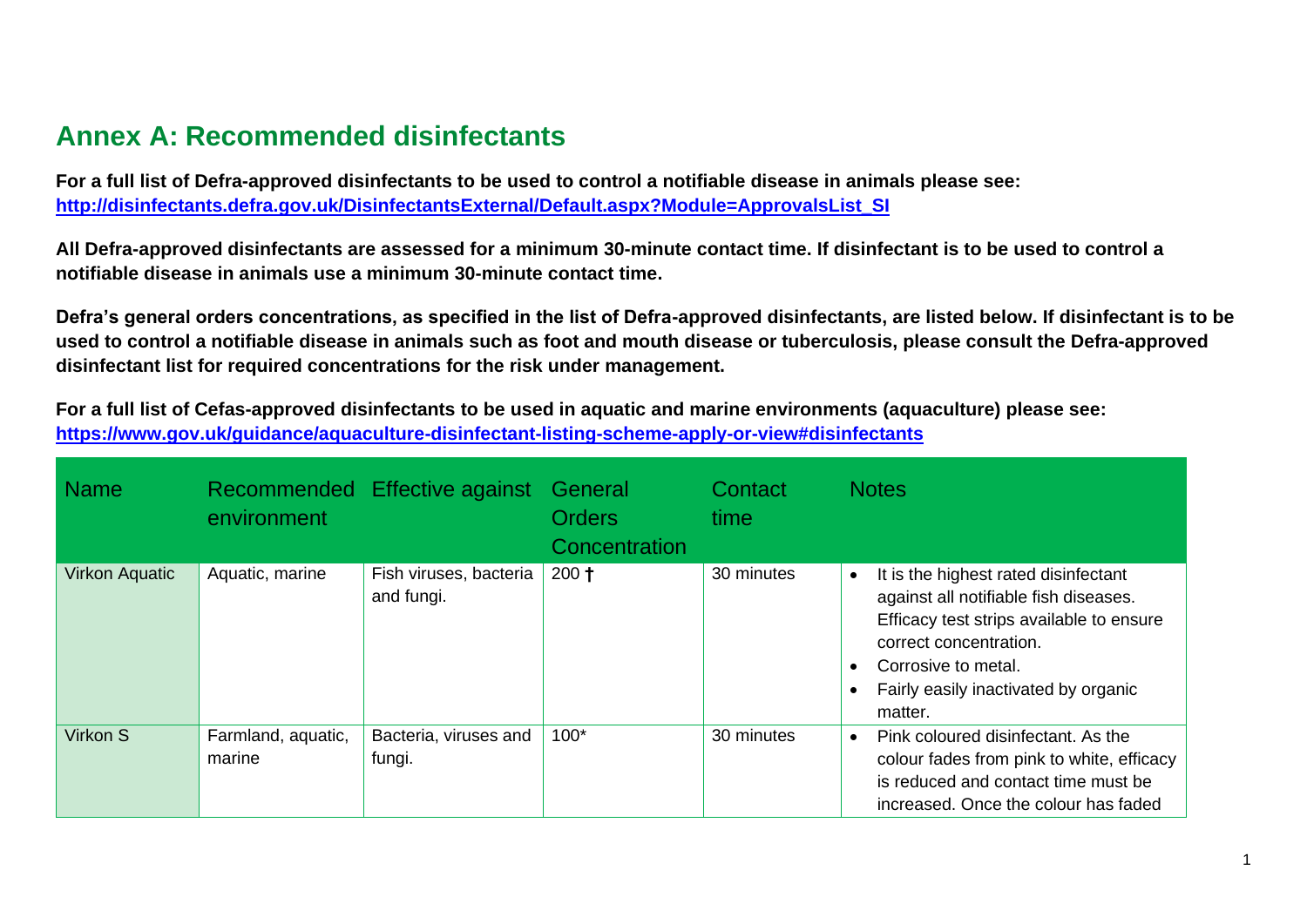## Annex A: Recommended disinfectants

**For a full list of Defra-approved disinfectants to be used to control a notifiable disease in animals please see: [http://disinfectants.defra.gov.uk/DisinfectantsExternal/Default.aspx?Module=ApprovalsList_SI](http://disinfectants.defra.gov.uk/DisinfectantsExternal/Default.aspx?Module=ApprovalsList_SI)**

**All Defra-approved disinfectants are assessed for a minimum 30-minute contact time. If disinfectant is to be used to control a notifiable disease in animals use a minimum 30-minute contact time.**

**Defra's general orders concentrations, as specified in the list of Defra-approved disinfectants, are listed below. If disinfectant is to be used to control a notifiable disease in animals such as foot and mouth disease or tuberculosis, please consult the Defra-approved disinfectant list for required concentrations for the risk under management.**

**For a full list of Cefas-approved disinfectants to be used in aquatic and marine environments (aquaculture) please see: [https://www.gov.uk/guidance/aquaculture-disinfectant-listing-scheme-apply-or-view#disinfectants](https://www.gov.uk/guidance/aquaculture-disinfectant-listing-scheme-apply-or-view#disinfectants)**

| Name | Recommended environment | Effective against | General Orders Concentration | Contact time | Notes |
|---|---|---|---|---|---|
| Virkon Aquatic | Aquatic, marine | Fish viruses, bacteria and fungi. | 200 † | 30 minutes | • It is the highest rated disinfectant against all notifiable fish diseases. Efficacy test strips available to ensure correct concentration.<br>• Corrosive to metal.<br>• Fairly easily inactivated by organic matter. |
| Virkon S | Farmland, aquatic, marine | Bacteria, viruses and fungi. | 100* | 30 minutes | • Pink coloured disinfectant. As the colour fades from pink to white, efficacy is reduced and contact time must be increased. Once the colour has faded |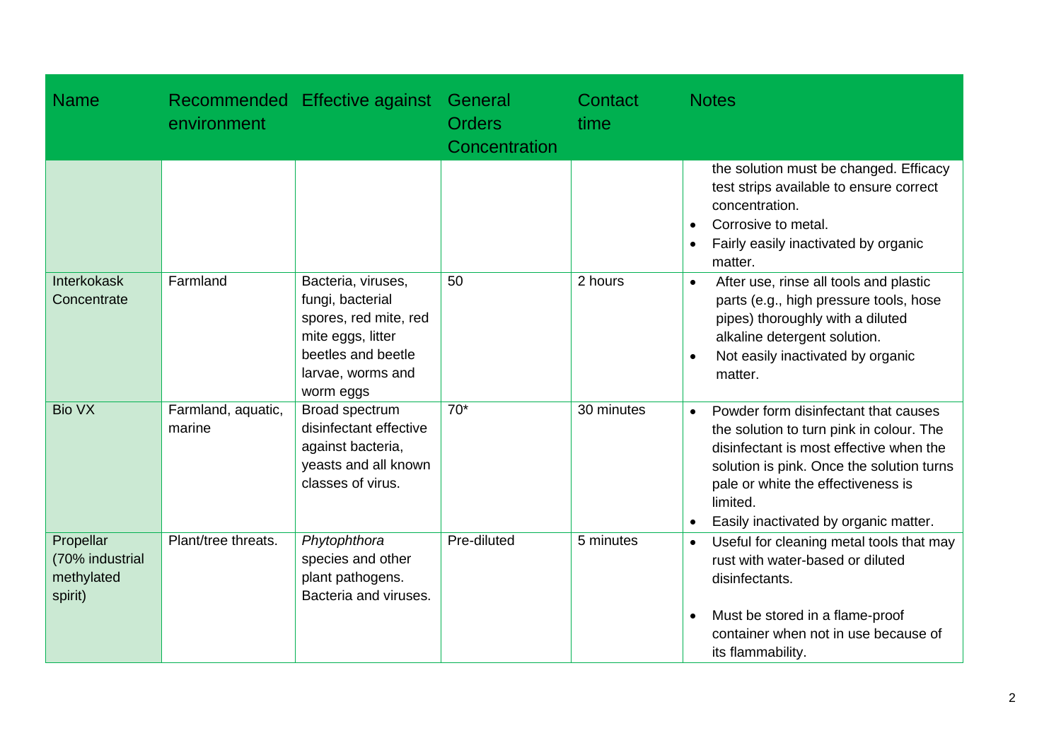| Name | Recommended environment | Effective against | General Orders Concentration | Contact time | Notes |
|---|---|---|---|---|---|
| | | | | | the solution must be changed. Efficacy test strips available to ensure correct concentration.<br>• Corrosive to metal.<br>• Fairly easily inactivated by organic matter. |
| Interkokask Concentrate | Farmland | Bacteria, viruses, fungi, bacterial spores, red mite, red mite eggs, litter beetles and beetle larvae, worms and worm eggs | 50 | 2 hours | • After use, rinse all tools and plastic parts (e.g., high pressure tools, hose pipes) thoroughly with a diluted alkaline detergent solution.<br>• Not easily inactivated by organic matter. |
| Bio VX | Farmland, aquatic, marine | Broad spectrum disinfectant effective against bacteria, yeasts and all known classes of virus. | 70* | 30 minutes | • Powder form disinfectant that causes the solution to turn pink in colour. The disinfectant is most effective when the solution is pink. Once the solution turns pale or white the effectiveness is limited.<br>• Easily inactivated by organic matter. |
| Propellar (70% industrial methylated spirit) | Plant/tree threats. | *Phytophthora* species and other plant pathogens. Bacteria and viruses. | Pre-diluted | 5 minutes | • Useful for cleaning metal tools that may rust with water-based or diluted disinfectants.<br>• Must be stored in a flame-proof container when not in use because of its flammability. |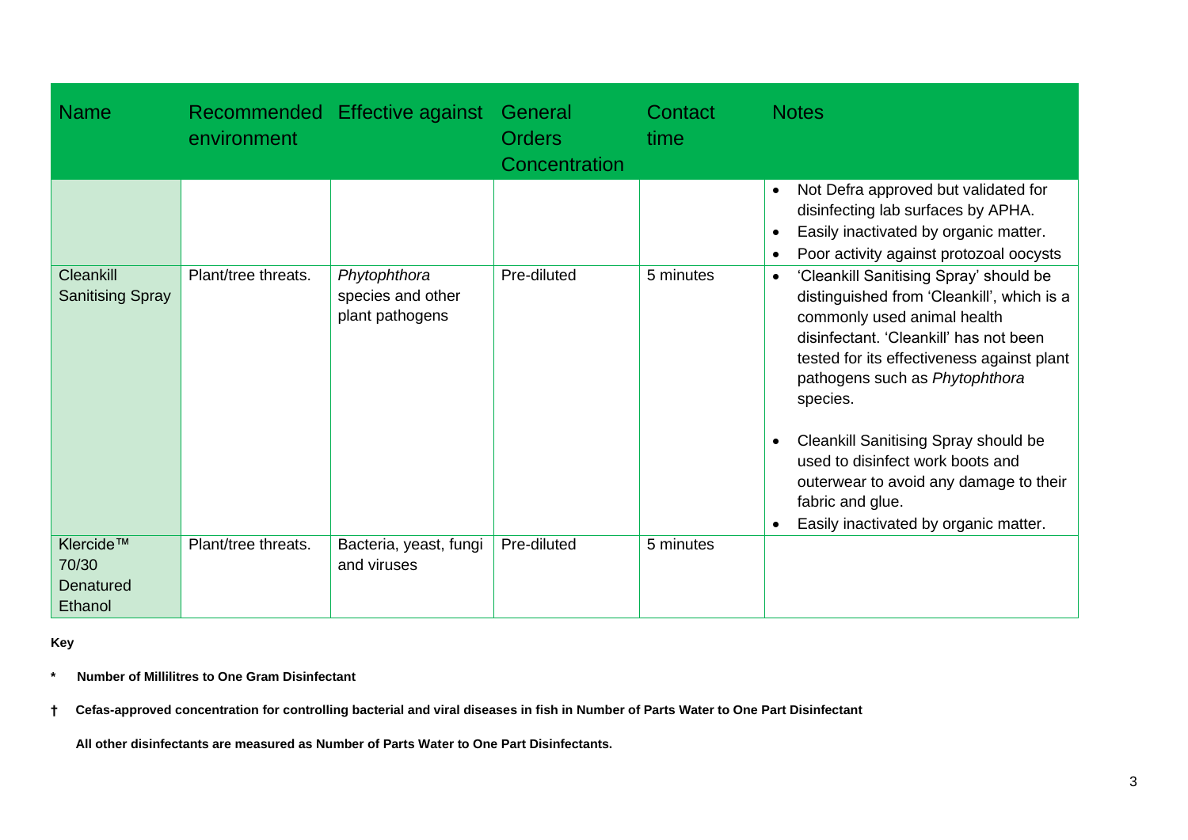| Name | Recommended environment | Effective against | General Orders Concentration | Contact time | Notes |
|---|---|---|---|---|---|
| | | | | | • Not Defra approved but validated for disinfecting lab surfaces by APHA.<br>• Easily inactivated by organic matter.<br>• Poor activity against protozoal oocysts |
| Cleankill Sanitising Spray | Plant/tree threats. | *Phytophthora* species and other plant pathogens | Pre-diluted | 5 minutes | • 'Cleankill Sanitising Spray' should be distinguished from 'Cleankill', which is a commonly used animal health disinfectant. 'Cleankill' has not been tested for its effectiveness against plant pathogens such as *Phytophthora* species.<br><br>• Cleankill Sanitising Spray should be used to disinfect work boots and outerwear to avoid any damage to their fabric and glue.<br>• Easily inactivated by organic matter. |
| Klercide™ 70/30 Denatured Ethanol | Plant/tree threats. | Bacteria, yeast, fungi and viruses | Pre-diluted | 5 minutes | |

**Key**

**\*** **Number of Millilitres to One Gram Disinfectant**

**†** **Cefas-approved concentration for controlling bacterial and viral diseases in fish in Number of Parts Water to One Part Disinfectant**

**All other disinfectants are measured as Number of Parts Water to One Part Disinfectants.**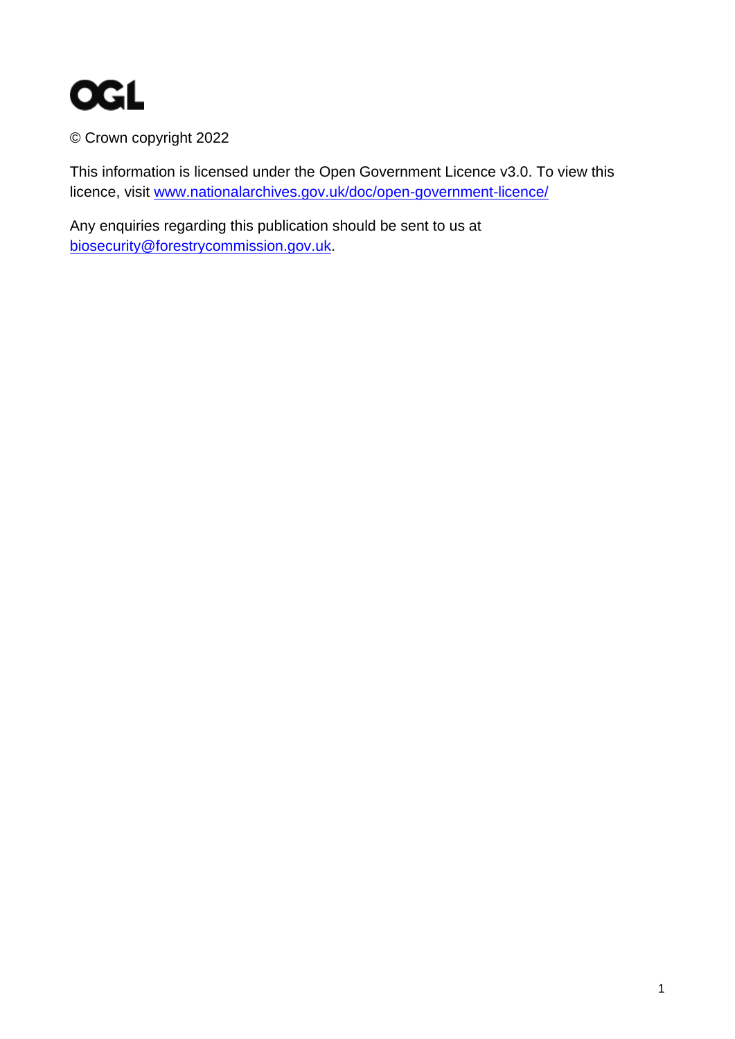OGL

© Crown copyright 2022

This information is licensed under the Open Government Licence v3.0. To view this licence, visit [www.nationalarchives.gov.uk/doc/open-government-licence/](http://www.nationalarchives.gov.uk/doc/open-government-licence/)

Any enquiries regarding this publication should be sent to us at [biosecurity@forestrycommission.gov.uk](mailto:biosecurity@forestrycommission.gov.uk).